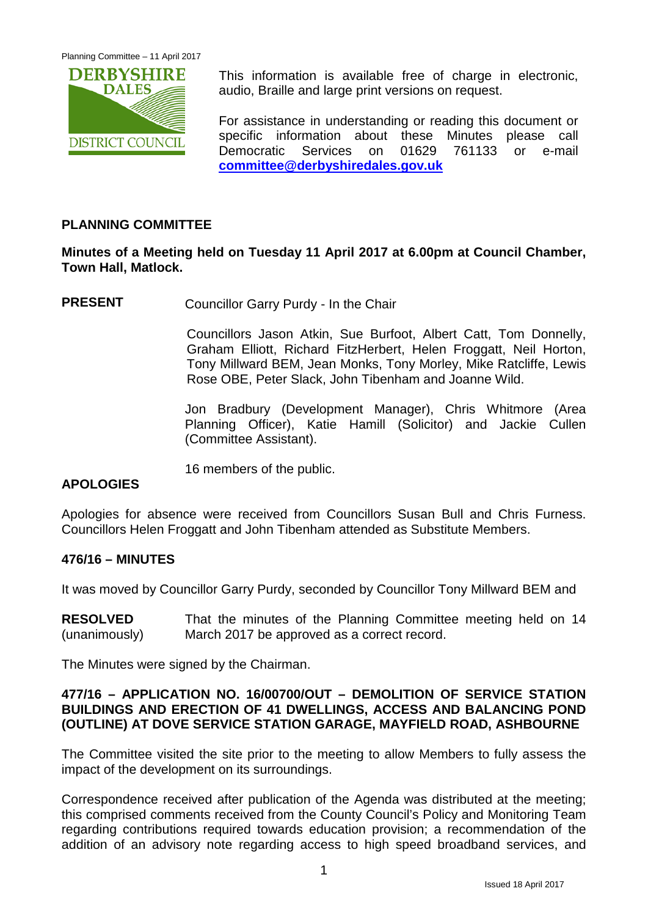This information is available free of charge in electronic, audio, Braille and large print versions on request.

For assistance in understanding or reading this document or specific information about these Minutes please call Democratic Services on 01629 761133 or e-mail **committee@derbyshiredales.gov.uk**

## PLANNING COMMITTEE

**Minutes of a Meeting held on Tuesday 11 April 2017 at 6.00pm at Council Chamber, Town Hall, Matlock.**

**PRESENT** Councillor Garry Purdy - In the Chair

Councillors Jason Atkin, Sue Burfoot, Albert Catt, Tom Donnelly, Graham Elliott, Richard FitzHerbert, Helen Froggatt, Neil Horton, Tony Millward BEM, Jean Monks, Tony Morley, Mike Ratcliffe, Lewis Rose OBE, Peter Slack, John Tibenham and Joanne Wild.

Jon Bradbury (Development Manager), Chris Whitmore (Area Planning Officer), Katie Hamill (Solicitor) and Jackie Cullen (Committee Assistant).

16 members of the public.

**APOLOGIES**

Apologies for absence were received from Councillors Susan Bull and Chris Furness. Councillors Helen Froggatt and John Tibenham attended as Substitute Members.

**476/16 – MINUTES**

It was moved by Councillor Garry Purdy, seconded by Councillor Tony Millward BEM and

**RESOLVED** (unanimously) That the minutes of the Planning Committee meeting held on 14 March 2017 be approved as a correct record.

The Minutes were signed by the Chairman.

**477/16 – APPLICATION NO. 16/00700/OUT – DEMOLITION OF SERVICE STATION BUILDINGS AND ERECTION OF 41 DWELLINGS, ACCESS AND BALANCING POND (OUTLINE) AT DOVE SERVICE STATION GARAGE, MAYFIELD ROAD, ASHBOURNE**

The Committee visited the site prior to the meeting to allow Members to fully assess the impact of the development on its surroundings.

Correspondence received after publication of the Agenda was distributed at the meeting; this comprised comments received from the County Council's Policy and Monitoring Team regarding contributions required towards education provision; a recommendation of the addition of an advisory note regarding access to high speed broadband services, and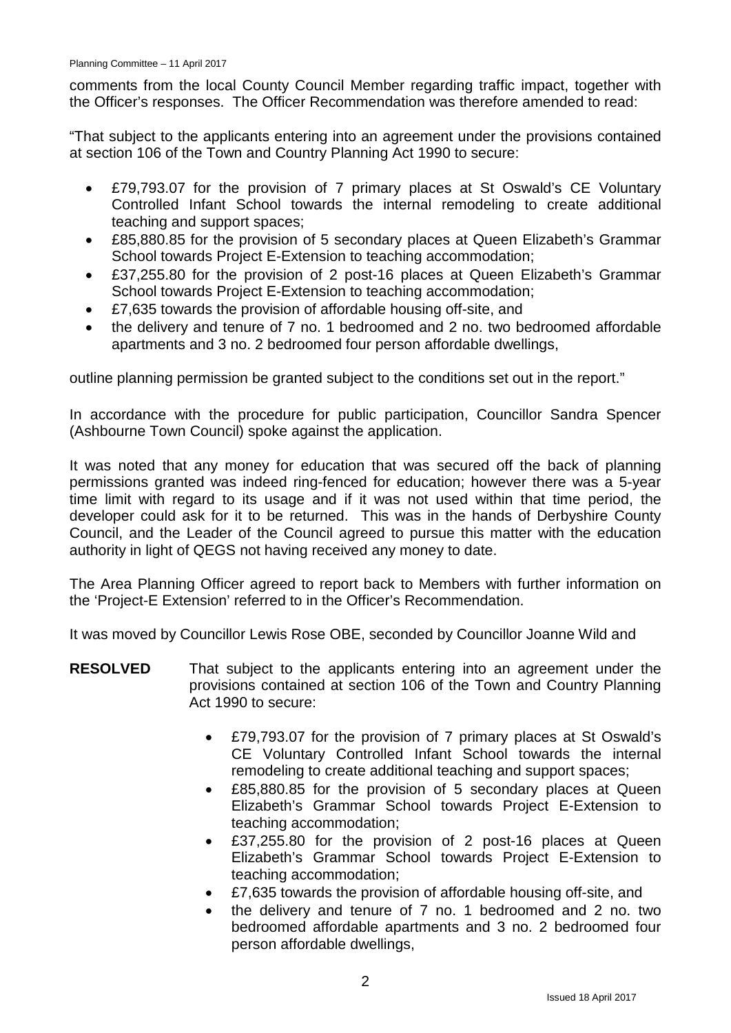comments from the local County Council Member regarding traffic impact, together with the Officer's responses. The Officer Recommendation was therefore amended to read:

"That subject to the applicants entering into an agreement under the provisions contained at section 106 of the Town and Country Planning Act 1990 to secure:

- £79,793.07 for the provision of 7 primary places at St Oswald's CE Voluntary Controlled Infant School towards the internal remodeling to create additional teaching and support spaces;
- £85,880.85 for the provision of 5 secondary places at Queen Elizabeth's Grammar School towards Project E-Extension to teaching accommodation;
- £37,255.80 for the provision of 2 post-16 places at Queen Elizabeth's Grammar School towards Project E-Extension to teaching accommodation;
- £7,635 towards the provision of affordable housing off-site, and
- the delivery and tenure of 7 no. 1 bedroomed and 2 no. two bedroomed affordable apartments and 3 no. 2 bedroomed four person affordable dwellings,

outline planning permission be granted subject to the conditions set out in the report."

In accordance with the procedure for public participation, Councillor Sandra Spencer (Ashbourne Town Council) spoke against the application.

It was noted that any money for education that was secured off the back of planning permissions granted was indeed ring-fenced for education; however there was a 5-year time limit with regard to its usage and if it was not used within that time period, the developer could ask for it to be returned. This was in the hands of Derbyshire County Council, and the Leader of the Council agreed to pursue this matter with the education authority in light of QEGS not having received any money to date.

The Area Planning Officer agreed to report back to Members with further information on the 'Project-E Extension' referred to in the Officer's Recommendation.

It was moved by Councillor Lewis Rose OBE, seconded by Councillor Joanne Wild and

**RESOLVED** That subject to the applicants entering into an agreement under the provisions contained at section 106 of the Town and Country Planning Act 1990 to secure:

- £79,793.07 for the provision of 7 primary places at St Oswald's CE Voluntary Controlled Infant School towards the internal remodeling to create additional teaching and support spaces;
- £85,880.85 for the provision of 5 secondary places at Queen Elizabeth's Grammar School towards Project E-Extension to teaching accommodation;
- £37,255.80 for the provision of 2 post-16 places at Queen Elizabeth's Grammar School towards Project E-Extension to teaching accommodation;
- £7,635 towards the provision of affordable housing off-site, and
- the delivery and tenure of 7 no. 1 bedroomed and 2 no. two bedroomed affordable apartments and 3 no. 2 bedroomed four person affordable dwellings,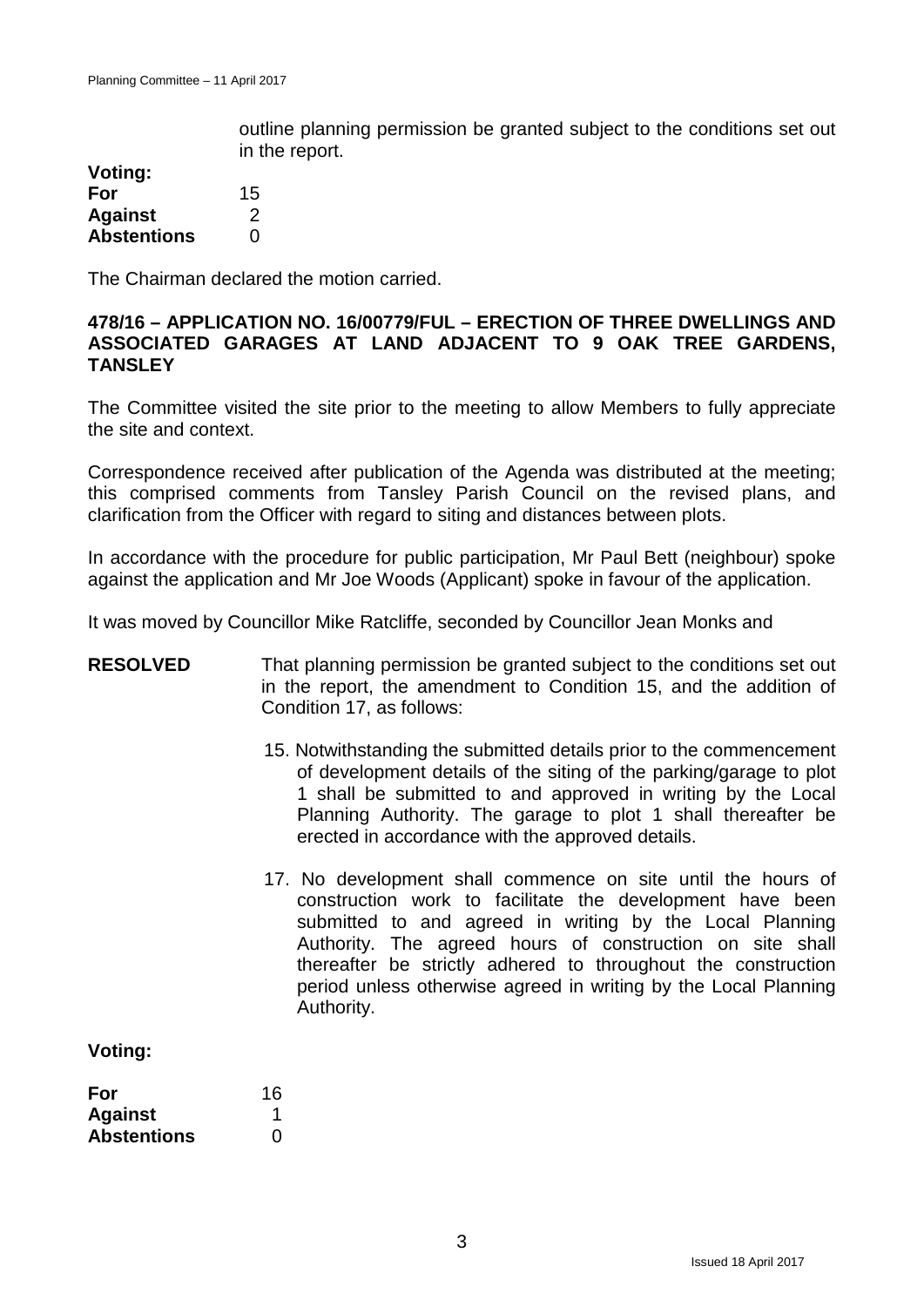outline planning permission be granted subject to the conditions set out in the report.

**Voting:**

| | |
|---|---|
| **For** | 15 |
| **Against** | 2 |
| **Abstentions** | 0 |

The Chairman declared the motion carried.

## 478/16 – APPLICATION NO. 16/00779/FUL – ERECTION OF THREE DWELLINGS AND ASSOCIATED GARAGES AT LAND ADJACENT TO 9 OAK TREE GARDENS, TANSLEY

The Committee visited the site prior to the meeting to allow Members to fully appreciate the site and context.

Correspondence received after publication of the Agenda was distributed at the meeting; this comprised comments from Tansley Parish Council on the revised plans, and clarification from the Officer with regard to siting and distances between plots.

In accordance with the procedure for public participation, Mr Paul Bett (neighbour) spoke against the application and Mr Joe Woods (Applicant) spoke in favour of the application.

It was moved by Councillor Mike Ratcliffe, seconded by Councillor Jean Monks and

**RESOLVED** That planning permission be granted subject to the conditions set out in the report, the amendment to Condition 15, and the addition of Condition 17, as follows:

15. Notwithstanding the submitted details prior to the commencement of development details of the siting of the parking/garage to plot 1 shall be submitted to and approved in writing by the Local Planning Authority. The garage to plot 1 shall thereafter be erected in accordance with the approved details.

17. No development shall commence on site until the hours of construction work to facilitate the development have been submitted to and agreed in writing by the Local Planning Authority. The agreed hours of construction on site shall thereafter be strictly adhered to throughout the construction period unless otherwise agreed in writing by the Local Planning Authority.

**Voting:**

| | |
|---|---|
| **For** | 16 |
| **Against** | 1 |
| **Abstentions** | 0 |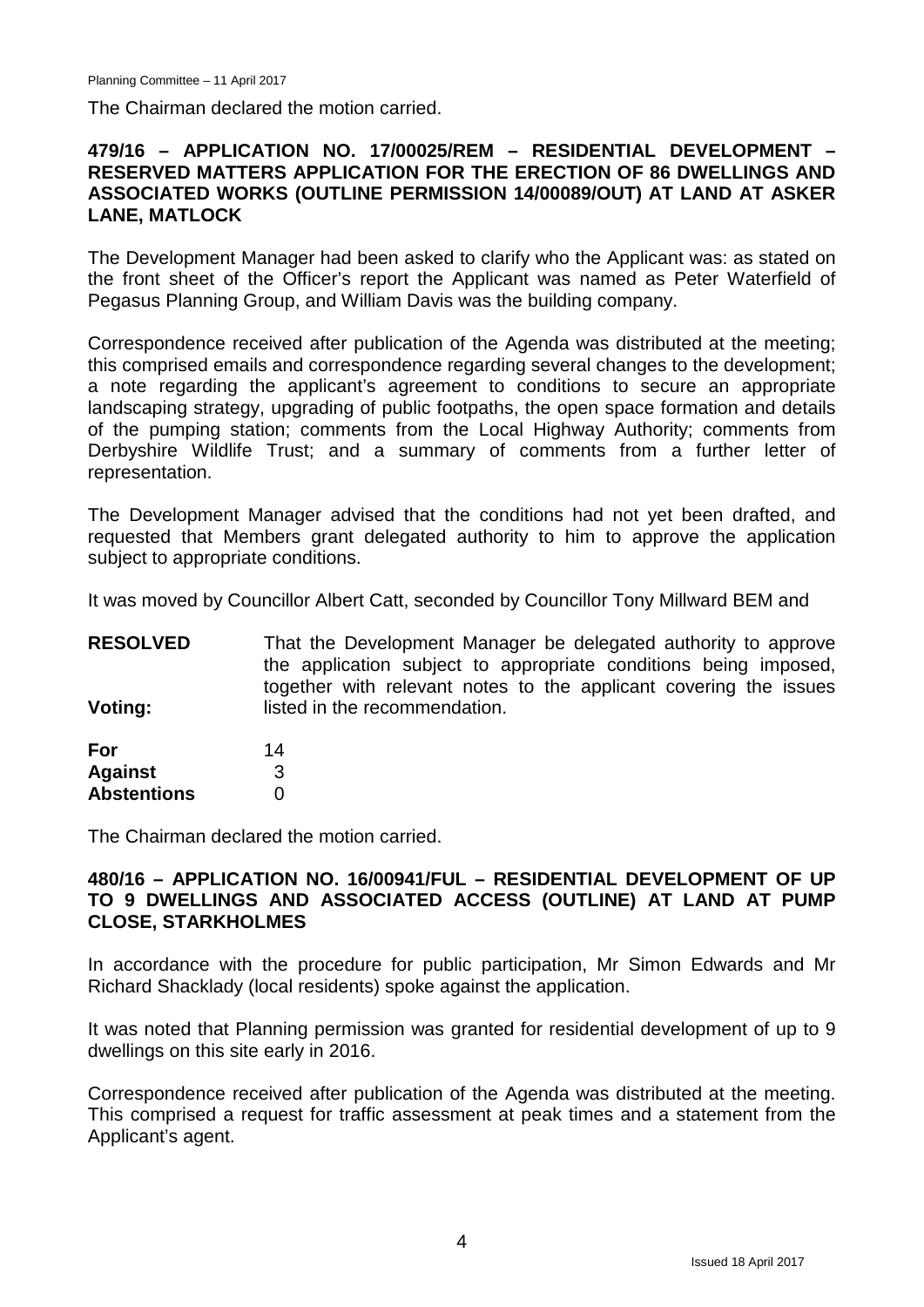The Chairman declared the motion carried.

**479/16 – APPLICATION NO. 17/00025/REM – RESIDENTIAL DEVELOPMENT – RESERVED MATTERS APPLICATION FOR THE ERECTION OF 86 DWELLINGS AND ASSOCIATED WORKS (OUTLINE PERMISSION 14/00089/OUT) AT LAND AT ASKER LANE, MATLOCK**

The Development Manager had been asked to clarify who the Applicant was: as stated on the front sheet of the Officer's report the Applicant was named as Peter Waterfield of Pegasus Planning Group, and William Davis was the building company.

Correspondence received after publication of the Agenda was distributed at the meeting; this comprised emails and correspondence regarding several changes to the development; a note regarding the applicant's agreement to conditions to secure an appropriate landscaping strategy, upgrading of public footpaths, the open space formation and details of the pumping station; comments from the Local Highway Authority; comments from Derbyshire Wildlife Trust; and a summary of comments from a further letter of representation.

The Development Manager advised that the conditions had not yet been drafted, and requested that Members grant delegated authority to him to approve the application subject to appropriate conditions.

It was moved by Councillor Albert Catt, seconded by Councillor Tony Millward BEM and

**RESOLVED** That the Development Manager be delegated authority to approve the application subject to appropriate conditions being imposed, together with relevant notes to the applicant covering the issues listed in the recommendation.

**Voting:**

| | |
|---|---|
| **For** | 14 |
| **Against** | 3 |
| **Abstentions** | 0 |

The Chairman declared the motion carried.

**480/16 – APPLICATION NO. 16/00941/FUL – RESIDENTIAL DEVELOPMENT OF UP TO 9 DWELLINGS AND ASSOCIATED ACCESS (OUTLINE) AT LAND AT PUMP CLOSE, STARKHOLMES**

In accordance with the procedure for public participation, Mr Simon Edwards and Mr Richard Shacklady (local residents) spoke against the application.

It was noted that Planning permission was granted for residential development of up to 9 dwellings on this site early in 2016.

Correspondence received after publication of the Agenda was distributed at the meeting. This comprised a request for traffic assessment at peak times and a statement from the Applicant's agent.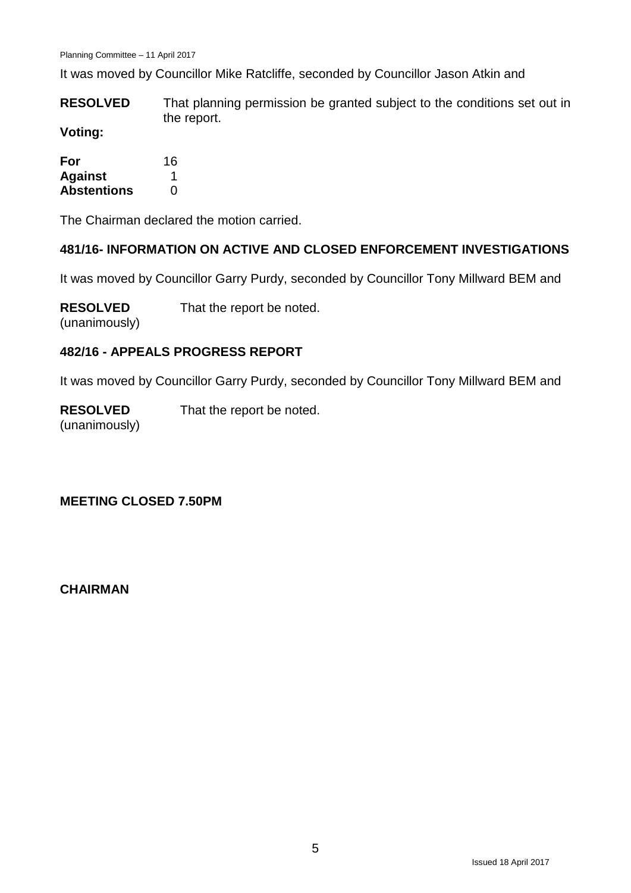It was moved by Councillor Mike Ratcliffe, seconded by Councillor Jason Atkin and

**RESOLVED** That planning permission be granted subject to the conditions set out in the report.

**Voting:**

| | |
|---|---|
| **For** | 16 |
| **Against** | 1 |
| **Abstentions** | 0 |

The Chairman declared the motion carried.

## 481/16- INFORMATION ON ACTIVE AND CLOSED ENFORCEMENT INVESTIGATIONS

It was moved by Councillor Garry Purdy, seconded by Councillor Tony Millward BEM and

**RESOLVED** (unanimously) That the report be noted.

## 482/16 - APPEALS PROGRESS REPORT

It was moved by Councillor Garry Purdy, seconded by Councillor Tony Millward BEM and

**RESOLVED** (unanimously) That the report be noted.

**MEETING CLOSED 7.50PM**

**CHAIRMAN**

Issued 18 April 2017